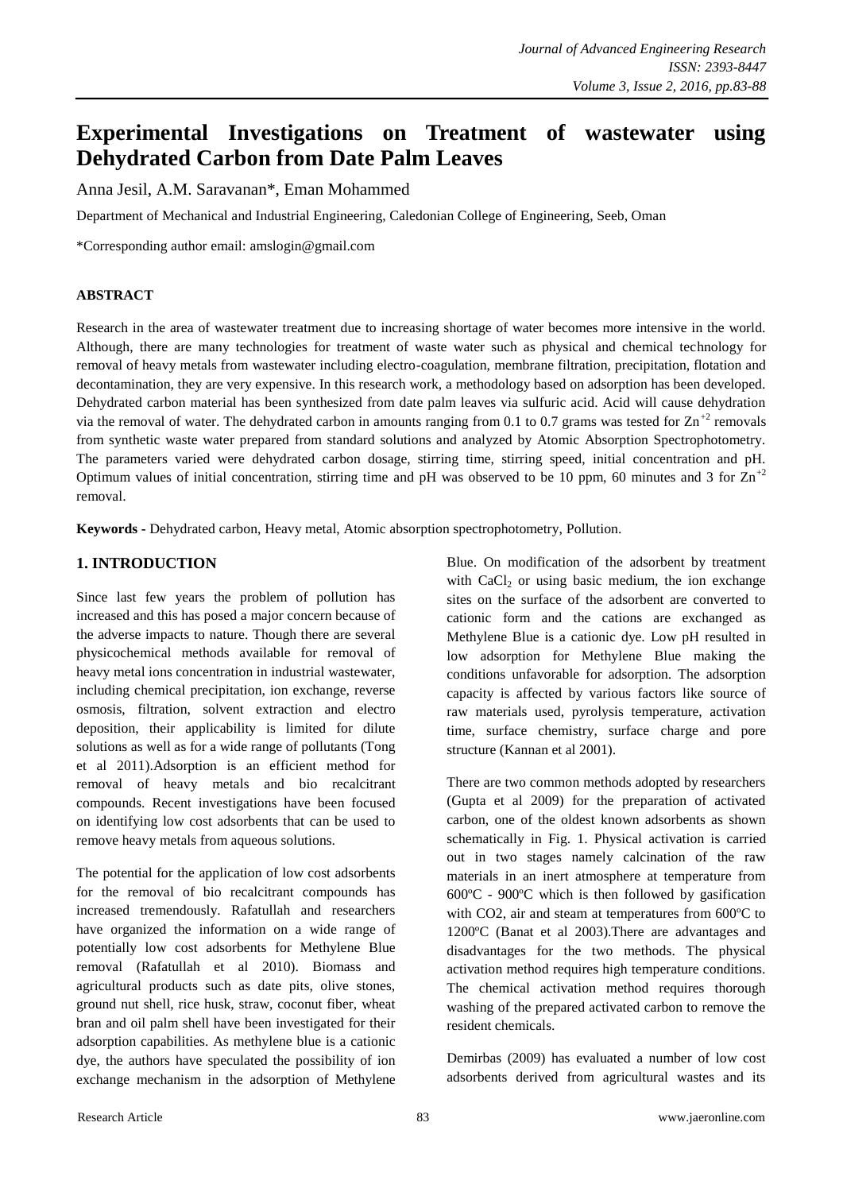# Experimental Investigations on Treatment of wastewater using Dehydrated Carbon from Date Palm Leaves

Anna Jesil, A.M. Saravanan*, Eman Mohammed

Department of Mechanical and Industrial Engineering, Caledonian College of Engineering, Seeb, Oman

*Corresponding author email: amslogin@gmail.com

## ABSTRACT

Research in the area of wastewater treatment due to increasing shortage of water becomes more intensive in the world. Although, there are many technologies for treatment of waste water such as physical and chemical technology for removal of heavy metals from wastewater including electro-coagulation, membrane filtration, precipitation, flotation and decontamination, they are very expensive. In this research work, a methodology based on adsorption has been developed. Dehydrated carbon material has been synthesized from date palm leaves via sulfuric acid. Acid will cause dehydration via the removal of water. The dehydrated carbon in amounts ranging from 0.1 to 0.7 grams was tested for $Zn^{+2}$ removals from synthetic waste water prepared from standard solutions and analyzed by Atomic Absorption Spectrophotometry. The parameters varied were dehydrated carbon dosage, stirring time, stirring speed, initial concentration and pH. Optimum values of initial concentration, stirring time and pH was observed to be 10 ppm, 60 minutes and 3 for $Zn^{+2}$ removal.

**Keywords -** Dehydrated carbon, Heavy metal, Atomic absorption spectrophotometry, Pollution.

## 1. INTRODUCTION

Since last few years the problem of pollution has increased and this has posed a major concern because of the adverse impacts to nature. Though there are several physicochemical methods available for removal of heavy metal ions concentration in industrial wastewater, including chemical precipitation, ion exchange, reverse osmosis, filtration, solvent extraction and electro deposition, their applicability is limited for dilute solutions as well as for a wide range of pollutants (Tong et al 2011).Adsorption is an efficient method for removal of heavy metals and bio recalcitrant compounds. Recent investigations have been focused on identifying low cost adsorbents that can be used to remove heavy metals from aqueous solutions.

The potential for the application of low cost adsorbents for the removal of bio recalcitrant compounds has increased tremendously. Rafatullah and researchers have organized the information on a wide range of potentially low cost adsorbents for Methylene Blue removal (Rafatullah et al 2010). Biomass and agricultural products such as date pits, olive stones, ground nut shell, rice husk, straw, coconut fiber, wheat bran and oil palm shell have been investigated for their adsorption capabilities. As methylene blue is a cationic dye, the authors have speculated the possibility of ion exchange mechanism in the adsorption of Methylene Blue. On modification of the adsorbent by treatment with $CaCl_2$ or using basic medium, the ion exchange sites on the surface of the adsorbent are converted to cationic form and the cations are exchanged as Methylene Blue is a cationic dye. Low pH resulted in low adsorption for Methylene Blue making the conditions unfavorable for adsorption. The adsorption capacity is affected by various factors like source of raw materials used, pyrolysis temperature, activation time, surface chemistry, surface charge and pore structure (Kannan et al 2001).

There are two common methods adopted by researchers (Gupta et al 2009) for the preparation of activated carbon, one of the oldest known adsorbents as shown schematically in Fig. 1. Physical activation is carried out in two stages namely calcination of the raw materials in an inert atmosphere at temperature from 600ºC - 900ºC which is then followed by gasification with CO2, air and steam at temperatures from 600ºC to 1200ºC (Banat et al 2003).There are advantages and disadvantages for the two methods. The physical activation method requires high temperature conditions. The chemical activation method requires thorough washing of the prepared activated carbon to remove the resident chemicals.

Demirbas (2009) has evaluated a number of low cost adsorbents derived from agricultural wastes and its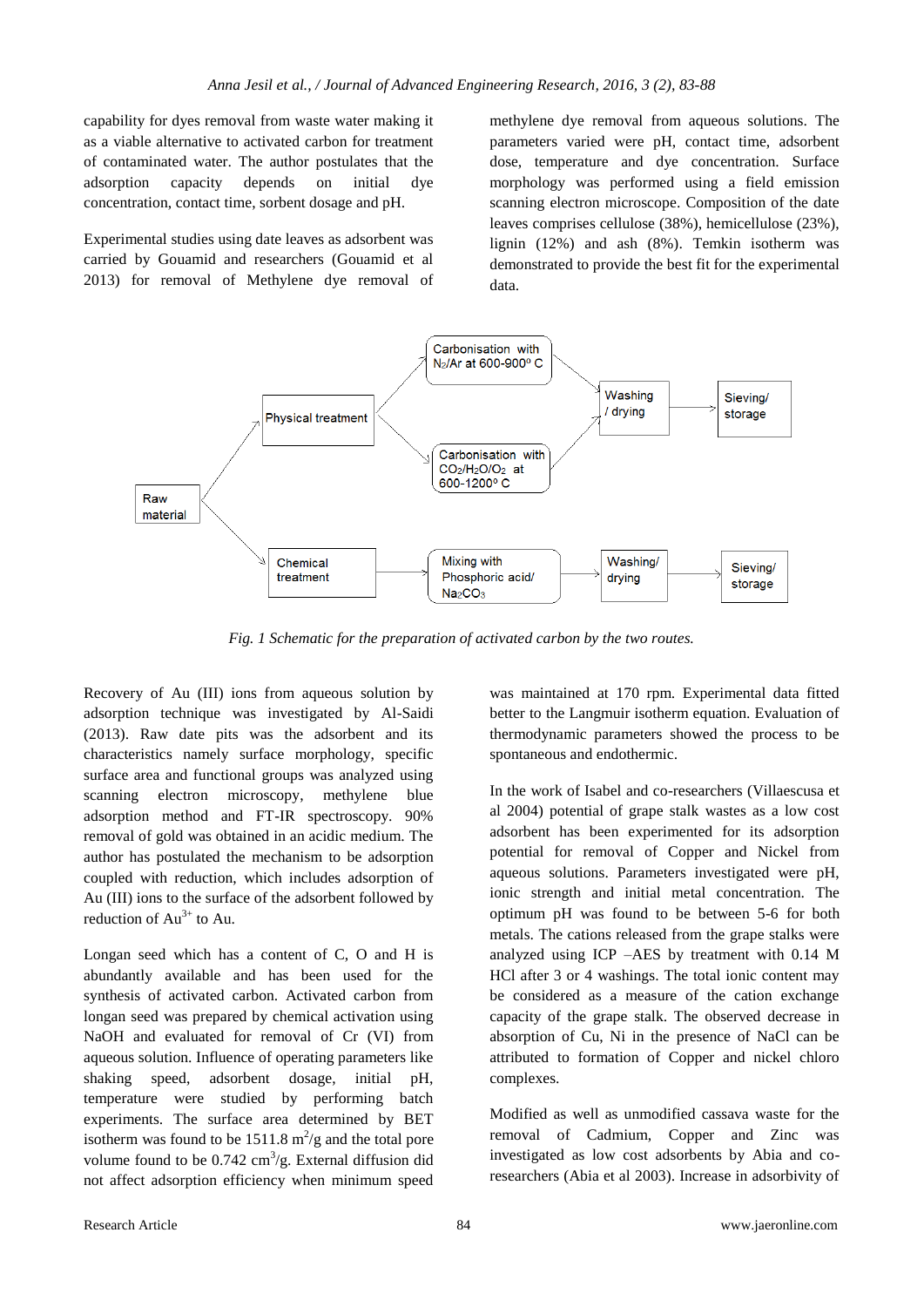capability for dyes removal from waste water making it as a viable alternative to activated carbon for treatment of contaminated water. The author postulates that the adsorption capacity depends on initial dye concentration, contact time, sorbent dosage and pH.

Experimental studies using date leaves as adsorbent was carried by Gouamid and researchers (Gouamid et al 2013) for removal of Methylene dye removal of methylene dye removal from aqueous solutions. The parameters varied were pH, contact time, adsorbent dose, temperature and dye concentration. Surface morphology was performed using a field emission scanning electron microscope. Composition of the date leaves comprises cellulose (38%), hemicellulose (23%), lignin (12%) and ash (8%). Temkin isotherm was demonstrated to provide the best fit for the experimental data.

Raw material → Physical treatment → Carbonisation with $N_2$/Ar at 600-900° C / Carbonisation with $CO_2$/$H_2O$/$O_2$ at 600-1200° C → Washing / drying → Sieving/ storage

Raw material → Chemical treatment → Mixing with Phosphoric acid/ $Na_2CO_3$ → Washing/ drying → Sieving/ storage

*Fig. 1 Schematic for the preparation of activated carbon by the two routes.*

Recovery of Au (III) ions from aqueous solution by adsorption technique was investigated by Al-Saidi (2013). Raw date pits was the adsorbent and its characteristics namely surface morphology, specific surface area and functional groups was analyzed using scanning electron microscopy, methylene blue adsorption method and FT-IR spectroscopy. 90% removal of gold was obtained in an acidic medium. The author has postulated the mechanism to be adsorption coupled with reduction, which includes adsorption of Au (III) ions to the surface of the adsorbent followed by reduction of $Au^{3+}$ to Au.

Longan seed which has a content of C, O and H is abundantly available and has been used for the synthesis of activated carbon. Activated carbon from longan seed was prepared by chemical activation using NaOH and evaluated for removal of Cr (VI) from aqueous solution. Influence of operating parameters like shaking speed, adsorbent dosage, initial pH, temperature were studied by performing batch experiments. The surface area determined by BET isotherm was found to be 1511.8 $m^2/g$ and the total pore volume found to be 0.742 $cm^3/g$. External diffusion did not affect adsorption efficiency when minimum speed was maintained at 170 rpm. Experimental data fitted better to the Langmuir isotherm equation. Evaluation of thermodynamic parameters showed the process to be spontaneous and endothermic.

In the work of Isabel and co-researchers (Villaescusa et al 2004) potential of grape stalk wastes as a low cost adsorbent has been experimented for its adsorption potential for removal of Copper and Nickel from aqueous solutions. Parameters investigated were pH, ionic strength and initial metal concentration. The optimum pH was found to be between 5-6 for both metals. The cations released from the grape stalks were analyzed using ICP –AES by treatment with 0.14 M HCl after 3 or 4 washings. The total ionic content may be considered as a measure of the cation exchange capacity of the grape stalk. The observed decrease in absorption of Cu, Ni in the presence of NaCl can be attributed to formation of Copper and nickel chloro complexes.

Modified as well as unmodified cassava waste for the removal of Cadmium, Copper and Zinc was investigated as low cost adsorbents by Abia and co-researchers (Abia et al 2003). Increase in adsorbivity of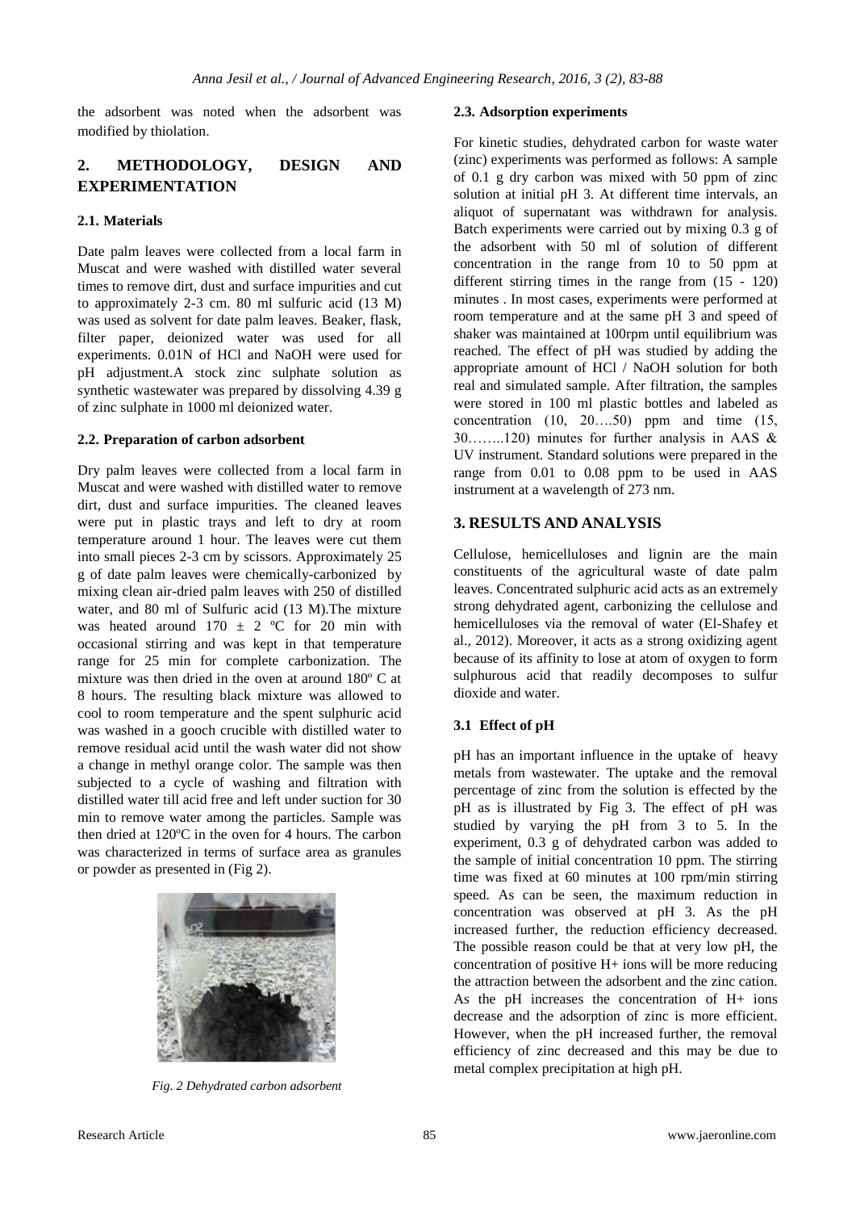the adsorbent was noted when the adsorbent was modified by thiolation.

## 2. METHODOLOGY, DESIGN AND EXPERIMENTATION

### 2.1. Materials

Date palm leaves were collected from a local farm in Muscat and were washed with distilled water several times to remove dirt, dust and surface impurities and cut to approximately 2-3 cm. 80 ml sulfuric acid (13 M) was used as solvent for date palm leaves. Beaker, flask, filter paper, deionized water was used for all experiments. 0.01N of HCl and NaOH were used for pH adjustment.A stock zinc sulphate solution as synthetic wastewater was prepared by dissolving 4.39 g of zinc sulphate in 1000 ml deionized water.

### 2.2. Preparation of carbon adsorbent

Dry palm leaves were collected from a local farm in Muscat and were washed with distilled water to remove dirt, dust and surface impurities. The cleaned leaves were put in plastic trays and left to dry at room temperature around 1 hour. The leaves were cut them into small pieces 2-3 cm by scissors. Approximately 25 g of date palm leaves were chemically-carbonized by mixing clean air-dried palm leaves with 250 of distilled water, and 80 ml of Sulfuric acid (13 M).The mixture was heated around 170 ± 2 ºC for 20 min with occasional stirring and was kept in that temperature range for 25 min for complete carbonization. The mixture was then dried in the oven at around 180º C at 8 hours. The resulting black mixture was allowed to cool to room temperature and the spent sulphuric acid was washed in a gooch crucible with distilled water to remove residual acid until the wash water did not show a change in methyl orange color. The sample was then subjected to a cycle of washing and filtration with distilled water till acid free and left under suction for 30 min to remove water among the particles. Sample was then dried at 120ºC in the oven for 4 hours. The carbon was characterized in terms of surface area as granules or powder as presented in (Fig 2).

*Fig. 2 Dehydrated carbon adsorbent*

### 2.3. Adsorption experiments

For kinetic studies, dehydrated carbon for waste water (zinc) experiments was performed as follows: A sample of 0.1 g dry carbon was mixed with 50 ppm of zinc solution at initial pH 3. At different time intervals, an aliquot of supernatant was withdrawn for analysis. Batch experiments were carried out by mixing 0.3 g of the adsorbent with 50 ml of solution of different concentration in the range from 10 to 50 ppm at different stirring times in the range from (15 - 120) minutes . In most cases, experiments were performed at room temperature and at the same pH 3 and speed of shaker was maintained at 100rpm until equilibrium was reached. The effect of pH was studied by adding the appropriate amount of HCl / NaOH solution for both real and simulated sample. After filtration, the samples were stored in 100 ml plastic bottles and labeled as concentration (10, 20….50) ppm and time (15, 30……..120) minutes for further analysis in AAS & UV instrument. Standard solutions were prepared in the range from 0.01 to 0.08 ppm to be used in AAS instrument at a wavelength of 273 nm.

## 3. RESULTS AND ANALYSIS

Cellulose, hemicelluloses and lignin are the main constituents of the agricultural waste of date palm leaves. Concentrated sulphuric acid acts as an extremely strong dehydrated agent, carbonizing the cellulose and hemicelluloses via the removal of water (El-Shafey et al., 2012). Moreover, it acts as a strong oxidizing agent because of its affinity to lose at atom of oxygen to form sulphurous acid that readily decomposes to sulfur dioxide and water.

### 3.1 Effect of pH

pH has an important influence in the uptake of heavy metals from wastewater. The uptake and the removal percentage of zinc from the solution is effected by the pH as is illustrated by Fig 3. The effect of pH was studied by varying the pH from 3 to 5. In the experiment, 0.3 g of dehydrated carbon was added to the sample of initial concentration 10 ppm. The stirring time was fixed at 60 minutes at 100 rpm/min stirring speed. As can be seen, the maximum reduction in concentration was observed at pH 3. As the pH increased further, the reduction efficiency decreased. The possible reason could be that at very low pH, the concentration of positive $H^+$ ions will be more reducing the attraction between the adsorbent and the zinc cation. As the pH increases the concentration of $H^+$ ions decrease and the adsorption of zinc is more efficient. However, when the pH increased further, the removal efficiency of zinc decreased and this may be due to metal complex precipitation at high pH.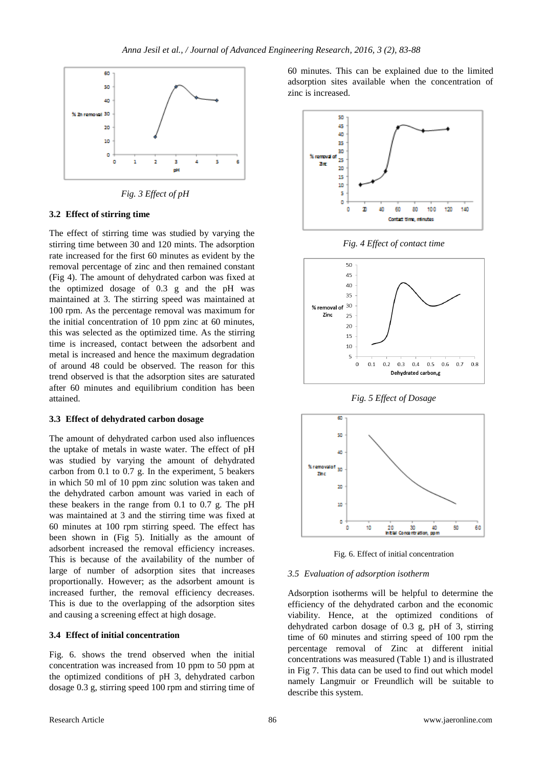Fig. 3 Effect of pH

### 3.2 Effect of stirring time

The effect of stirring time was studied by varying the stirring time between 30 and 120 mints. The adsorption rate increased for the first 60 minutes as evident by the removal percentage of zinc and then remained constant (Fig 4). The amount of dehydrated carbon was fixed at the optimized dosage of 0.3 g and the pH was maintained at 3. The stirring speed was maintained at 100 rpm. As the percentage removal was maximum for the initial concentration of 10 ppm zinc at 60 minutes, this was selected as the optimized time. As the stirring time is increased, contact between the adsorbent and metal is increased and hence the maximum degradation of around 48 could be observed. The reason for this trend observed is that the adsorption sites are saturated after 60 minutes and equilibrium condition has been attained.

### 3.3 Effect of dehydrated carbon dosage

The amount of dehydrated carbon used also influences the uptake of metals in waste water. The effect of pH was studied by varying the amount of dehydrated carbon from 0.1 to 0.7 g. In the experiment, 5 beakers in which 50 ml of 10 ppm zinc solution was taken and the dehydrated carbon amount was varied in each of these beakers in the range from 0.1 to 0.7 g. The pH was maintained at 3 and the stirring time was fixed at 60 minutes at 100 rpm stirring speed. The effect has been shown in (Fig 5). Initially as the amount of adsorbent increased the removal efficiency increases. This is because of the availability of the number of large of number of adsorption sites that increases proportionally. However; as the adsorbent amount is increased further, the removal efficiency decreases. This is due to the overlapping of the adsorption sites and causing a screening effect at high dosage.

### 3.4 Effect of initial concentration

Fig. 6. shows the trend observed when the initial concentration was increased from 10 ppm to 50 ppm at the optimized conditions of pH 3, dehydrated carbon dosage 0.3 g, stirring speed 100 rpm and stirring time of 60 minutes. This can be explained due to the limited adsorption sites available when the concentration of zinc is increased.

Fig. 4 Effect of contact time

Fig. 5 Effect of Dosage

Fig. 6. Effect of initial concentration

### 3.5 Evaluation of adsorption isotherm

Adsorption isotherms will be helpful to determine the efficiency of the dehydrated carbon and the economic viability. Hence, at the optimized conditions of dehydrated carbon dosage of 0.3 g, pH of 3, stirring time of 60 minutes and stirring speed of 100 rpm the percentage removal of Zinc at different initial concentrations was measured (Table 1) and is illustrated in Fig 7. This data can be used to find out which model namely Langmuir or Freundlich will be suitable to describe this system.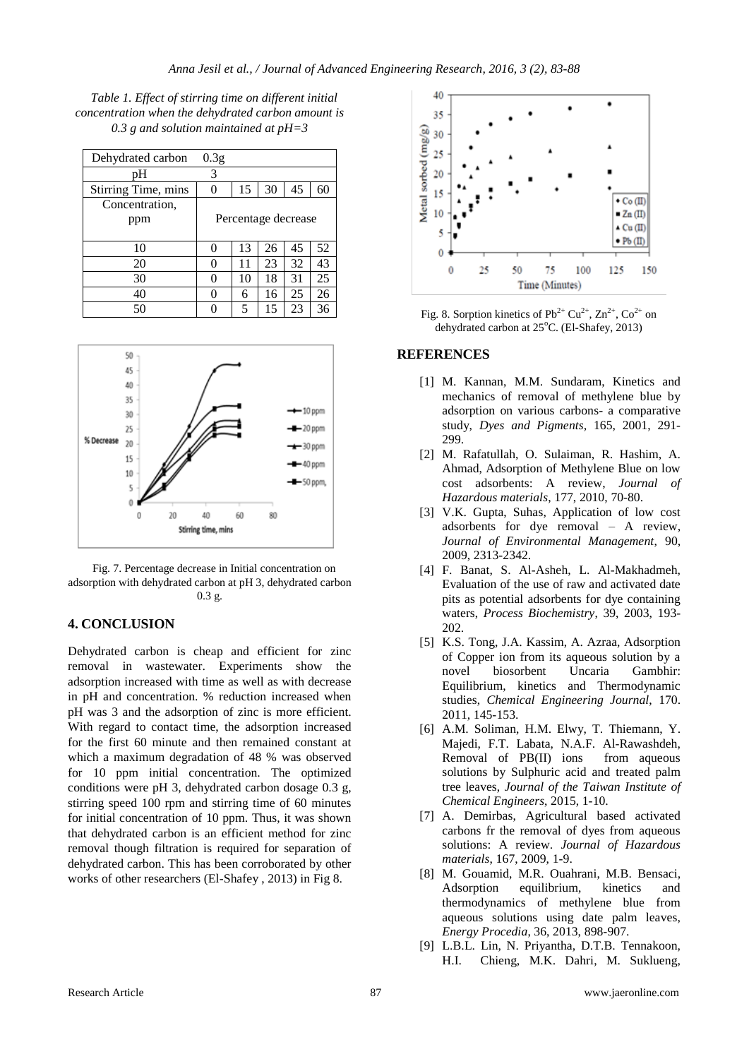*Table 1. Effect of stirring time on different initial concentration when the dehydrated carbon amount is 0.3 g and solution maintained at pH=3*

| Dehydrated carbon | 0.3g | | | | |
|---|---|---|---|---|---|
| pH | 3 | | | | |
| Stirring Time, mins | 0 | 15 | 30 | 45 | 60 |
| Concentration, ppm | Percentage decrease | | | | |
| 10 | 0 | 13 | 26 | 45 | 52 |
| 20 | 0 | 11 | 23 | 32 | 43 |
| 30 | 0 | 10 | 18 | 31 | 25 |
| 40 | 0 | 6 | 16 | 25 | 26 |
| 50 | 0 | 5 | 15 | 23 | 36 |

Fig. 7. Percentage decrease in Initial concentration on adsorption with dehydrated carbon at pH 3, dehydrated carbon 0.3 g.

## 4. CONCLUSION

Dehydrated carbon is cheap and efficient for zinc removal in wastewater. Experiments show the adsorption increased with time as well as with decrease in pH and concentration. % reduction increased when pH was 3 and the adsorption of zinc is more efficient. With regard to contact time, the adsorption increased for the first 60 minute and then remained constant at which a maximum degradation of 48 % was observed for 10 ppm initial concentration. The optimized conditions were pH 3, dehydrated carbon dosage 0.3 g, stirring speed 100 rpm and stirring time of 60 minutes for initial concentration of 10 ppm. Thus, it was shown that dehydrated carbon is an efficient method for zinc removal though filtration is required for separation of dehydrated carbon. This has been corroborated by other works of other researchers (El-Shafey , 2013) in Fig 8.

Fig. 8. Sorption kinetics of $Pb^{2+}$ $Cu^{2+}$, $Zn^{2+}$, $Co^{2+}$ on dehydrated carbon at 25°C. (El-Shafey, 2013)

## REFERENCES

[1] M. Kannan, M.M. Sundaram, Kinetics and mechanics of removal of methylene blue by adsorption on various carbons- a comparative study, *Dyes and Pigments*, 165, 2001, 291-299.

[2] M. Rafatullah, O. Sulaiman, R. Hashim, A. Ahmad, Adsorption of Methylene Blue on low cost adsorbents: A review, *Journal of Hazardous materials*, 177, 2010, 70-80.

[3] V.K. Gupta, Suhas, Application of low cost adsorbents for dye removal – A review, *Journal of Environmental Management*, 90, 2009, 2313-2342.

[4] F. Banat, S. Al-Asheh, L. Al-Makhadmeh, Evaluation of the use of raw and activated date pits as potential adsorbents for dye containing waters, *Process Biochemistry*, 39, 2003, 193-202.

[5] K.S. Tong, J.A. Kassim, A. Azraa, Adsorption of Copper ion from its aqueous solution by a novel biosorbent Uncaria Gambhir: Equilibrium, kinetics and Thermodynamic studies, *Chemical Engineering Journal*, 170. 2011, 145-153.

[6] A.M. Soliman, H.M. Elwy, T. Thiemann, Y. Majedi, F.T. Labata, N.A.F. Al-Rawashdeh, Removal of PB(II) ions from aqueous solutions by Sulphuric acid and treated palm tree leaves, *Journal of the Taiwan Institute of Chemical Engineers*, 2015, 1-10.

[7] A. Demirbas, Agricultural based activated carbons fr the removal of dyes from aqueous solutions: A review. *Journal of Hazardous materials*, 167, 2009, 1-9.

[8] M. Gouamid, M.R. Ouahrani, M.B. Bensaci, Adsorption equilibrium, kinetics and thermodynamics of methylene blue from aqueous solutions using date palm leaves, *Energy Procedia*, 36, 2013, 898-907.

[9] L.B.L. Lin, N. Priyantha, D.T.B. Tennakoon, H.I. Chieng, M.K. Dahri, M. Suklueng,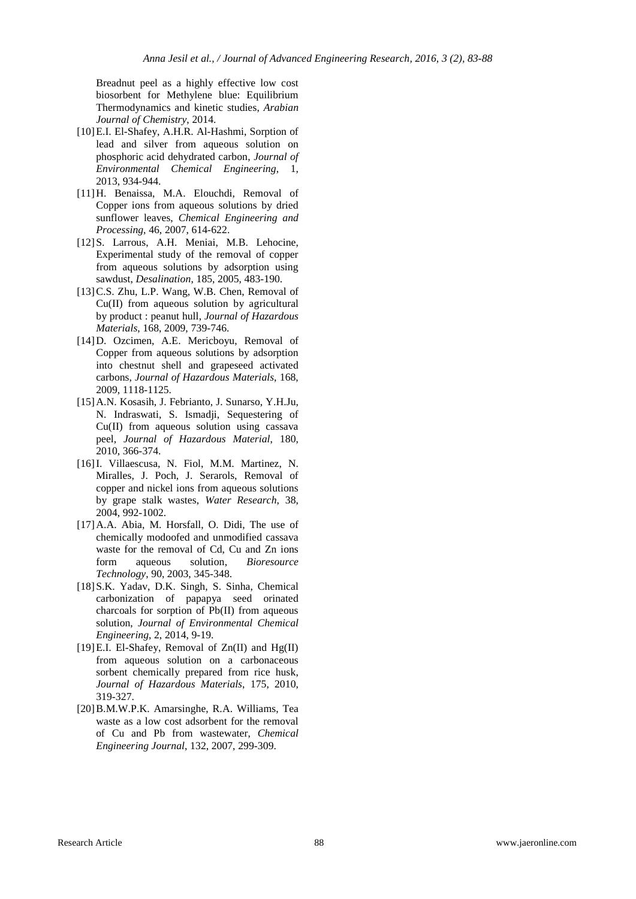Breadnut peel as a highly effective low cost biosorbent for Methylene blue: Equilibrium Thermodynamics and kinetic studies, *Arabian Journal of Chemistry*, 2014.

[10] E.I. El-Shafey, A.H.R. Al-Hashmi, Sorption of lead and silver from aqueous solution on phosphoric acid dehydrated carbon, *Journal of Environmental Chemical Engineering*, 1, 2013, 934-944.

[11] H. Benaissa, M.A. Elouchdi, Removal of Copper ions from aqueous solutions by dried sunflower leaves, *Chemical Engineering and Processing*, 46, 2007, 614-622.

[12] S. Larrous, A.H. Meniai, M.B. Lehocine, Experimental study of the removal of copper from aqueous solutions by adsorption using sawdust, *Desalination*, 185, 2005, 483-190.

[13] C.S. Zhu, L.P. Wang, W.B. Chen, Removal of Cu(II) from aqueous solution by agricultural by product : peanut hull, *Journal of Hazardous Materials*, 168, 2009, 739-746.

[14] D. Ozcimen, A.E. Mericboyu, Removal of Copper from aqueous solutions by adsorption into chestnut shell and grapeseed activated carbons, *Journal of Hazardous Materials*, 168, 2009, 1118-1125.

[15] A.N. Kosasih, J. Febrianto, J. Sunarso, Y.H.Ju, N. Indraswati, S. Ismadji, Sequestering of Cu(II) from aqueous solution using cassava peel, *Journal of Hazardous Material*, 180, 2010, 366-374.

[16] I. Villaescusa, N. Fiol, M.M. Martinez, N. Miralles, J. Poch, J. Serarols, Removal of copper and nickel ions from aqueous solutions by grape stalk wastes, *Water Research*, 38, 2004, 992-1002.

[17] A.A. Abia, M. Horsfall, O. Didi, The use of chemically modoofed and unmodified cassava waste for the removal of Cd, Cu and Zn ions form aqueous solution, *Bioresource Technology*, 90, 2003, 345-348.

[18] S.K. Yadav, D.K. Singh, S. Sinha, Chemical carbonization of papapya seed orinated charcoals for sorption of Pb(II) from aqueous solution, *Journal of Environmental Chemical Engineering*, 2, 2014, 9-19.

[19] E.I. El-Shafey, Removal of Zn(II) and Hg(II) from aqueous solution on a carbonaceous sorbent chemically prepared from rice husk, *Journal of Hazardous Materials*, 175, 2010, 319-327.

[20] B.M.W.P.K. Amarsinghe, R.A. Williams, Tea waste as a low cost adsorbent for the removal of Cu and Pb from wastewater, *Chemical Engineering Journal*, 132, 2007, 299-309.